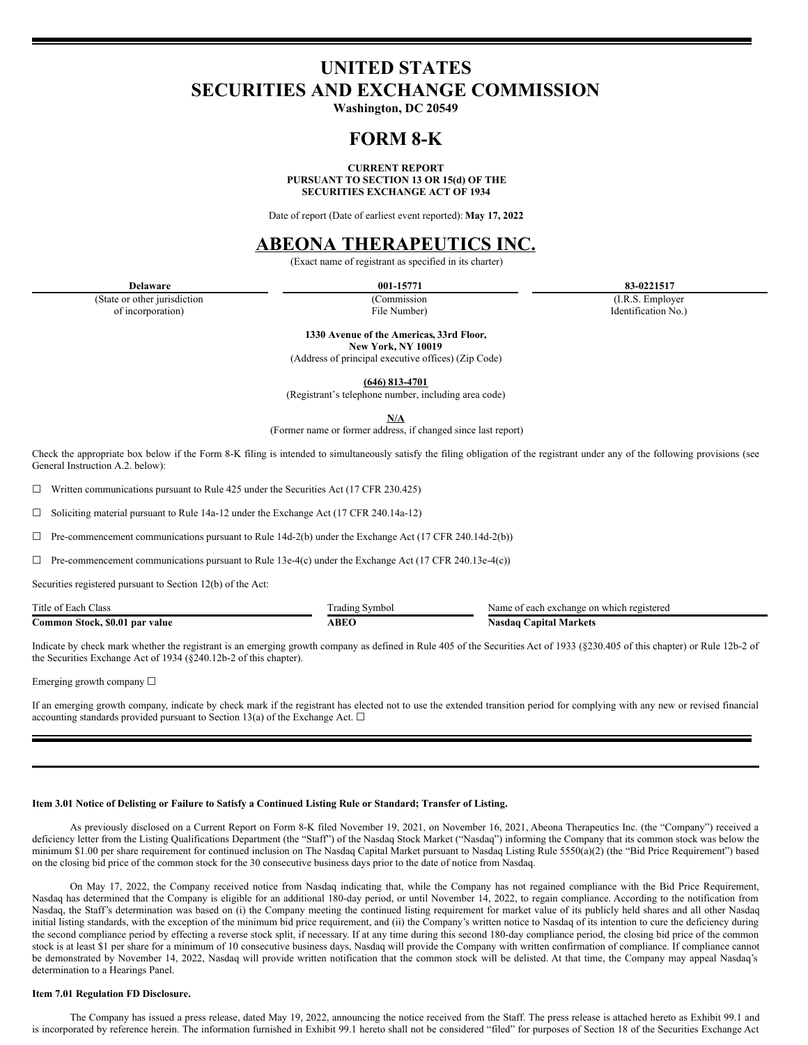# UNITED STATES
# SECURITIES AND EXCHANGE COMMISSION

**Washington, DC 20549**

# FORM 8-K

**CURRENT REPORT**
**PURSUANT TO SECTION 13 OR 15(d) OF THE**
**SECURITIES EXCHANGE ACT OF 1934**

Date of report (Date of earliest event reported): **May 17, 2022**

# ABEONA THERAPEUTICS INC.

(Exact name of registrant as specified in its charter)

| **Delaware** | **001-15771** | **83-0221517** |
|---|---|---|
| (State or other jurisdiction of incorporation) | (Commission File Number) | (I.R.S. Employer Identification No.) |

**1330 Avenue of the Americas, 33rd Floor,**
**New York, NY 10019**
(Address of principal executive offices) (Zip Code)

**(646) 813-4701**
(Registrant's telephone number, including area code)

**N/A**
(Former name or former address, if changed since last report)

Check the appropriate box below if the Form 8-K filing is intended to simultaneously satisfy the filing obligation of the registrant under any of the following provisions (see General Instruction A.2. below):

☐ Written communications pursuant to Rule 425 under the Securities Act (17 CFR 230.425)

☐ Soliciting material pursuant to Rule 14a-12 under the Exchange Act (17 CFR 240.14a-12)

☐ Pre-commencement communications pursuant to Rule 14d-2(b) under the Exchange Act (17 CFR 240.14d-2(b))

☐ Pre-commencement communications pursuant to Rule 13e-4(c) under the Exchange Act (17 CFR 240.13e-4(c))

Securities registered pursuant to Section 12(b) of the Act:

| Title of Each Class | Trading Symbol | Name of each exchange on which registered |
|---|---|---|
| **Common Stock, $0.01 par value** | **ABEO** | **Nasdaq Capital Markets** |

Indicate by check mark whether the registrant is an emerging growth company as defined in Rule 405 of the Securities Act of 1933 (§230.405 of this chapter) or Rule 12b-2 of the Securities Exchange Act of 1934 (§240.12b-2 of this chapter).

Emerging growth company ☐

If an emerging growth company, indicate by check mark if the registrant has elected not to use the extended transition period for complying with any new or revised financial accounting standards provided pursuant to Section 13(a) of the Exchange Act. ☐

**Item 3.01 Notice of Delisting or Failure to Satisfy a Continued Listing Rule or Standard; Transfer of Listing.**

As previously disclosed on a Current Report on Form 8-K filed November 19, 2021, on November 16, 2021, Abeona Therapeutics Inc. (the "Company") received a deficiency letter from the Listing Qualifications Department (the "Staff") of the Nasdaq Stock Market ("Nasdaq") informing the Company that its common stock was below the minimum $1.00 per share requirement for continued inclusion on The Nasdaq Capital Market pursuant to Nasdaq Listing Rule 5550(a)(2) (the "Bid Price Requirement") based on the closing bid price of the common stock for the 30 consecutive business days prior to the date of notice from Nasdaq.

On May 17, 2022, the Company received notice from Nasdaq indicating that, while the Company has not regained compliance with the Bid Price Requirement, Nasdaq has determined that the Company is eligible for an additional 180-day period, or until November 14, 2022, to regain compliance. According to the notification from Nasdaq, the Staff's determination was based on (i) the Company meeting the continued listing requirement for market value of its publicly held shares and all other Nasdaq initial listing standards, with the exception of the minimum bid price requirement, and (ii) the Company's written notice to Nasdaq of its intention to cure the deficiency during the second compliance period by effecting a reverse stock split, if necessary. If at any time during this second 180-day compliance period, the closing bid price of the common stock is at least $1 per share for a minimum of 10 consecutive business days, Nasdaq will provide the Company with written confirmation of compliance. If compliance cannot be demonstrated by November 14, 2022, Nasdaq will provide written notification that the common stock will be delisted. At that time, the Company may appeal Nasdaq's determination to a Hearings Panel.

**Item 7.01 Regulation FD Disclosure.**

The Company has issued a press release, dated May 19, 2022, announcing the notice received from the Staff. The press release is attached hereto as Exhibit 99.1 and is incorporated by reference herein. The information furnished in Exhibit 99.1 hereto shall not be considered "filed" for purposes of Section 18 of the Securities Exchange Act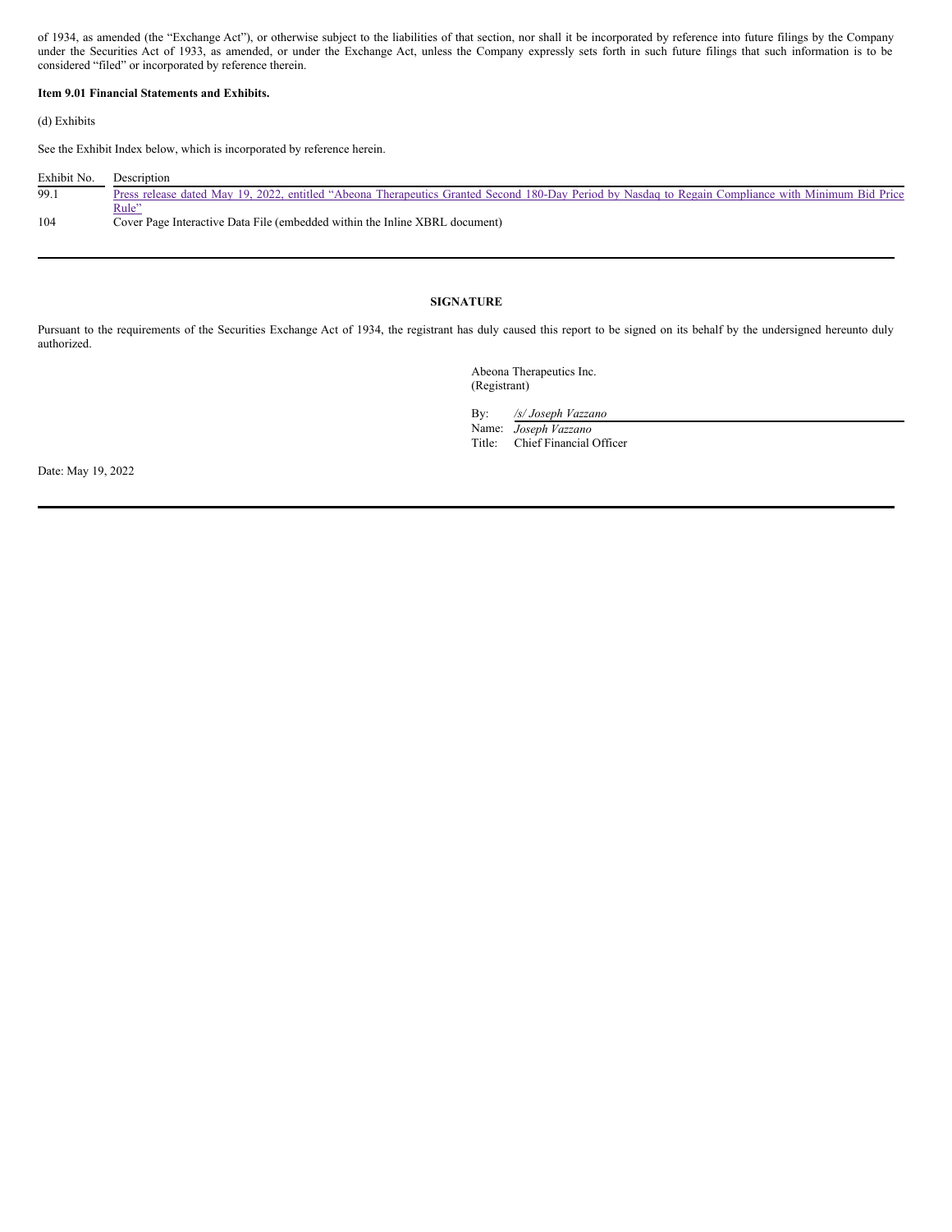of 1934, as amended (the "Exchange Act"), or otherwise subject to the liabilities of that section, nor shall it be incorporated by reference into future filings by the Company under the Securities Act of 1933, as amended, or under the Exchange Act, unless the Company expressly sets forth in such future filings that such information is to be considered "filed" or incorporated by reference therein.

**Item 9.01 Financial Statements and Exhibits.**

(d) Exhibits

See the Exhibit Index below, which is incorporated by reference herein.

| Exhibit No. | Description |
|---|---|
| 99.1 | Press release dated May 19, 2022, entitled "Abeona Therapeutics Granted Second 180-Day Period by Nasdaq to Regain Compliance with Minimum Bid Price Rule" |
| 104 | Cover Page Interactive Data File (embedded within the Inline XBRL document) |

**SIGNATURE**

Pursuant to the requirements of the Securities Exchange Act of 1934, the registrant has duly caused this report to be signed on its behalf by the undersigned hereunto duly authorized.

Abeona Therapeutics Inc.
(Registrant)

By: */s/ Joseph Vazzano*
Name: *Joseph Vazzano*
Title: Chief Financial Officer

Date: May 19, 2022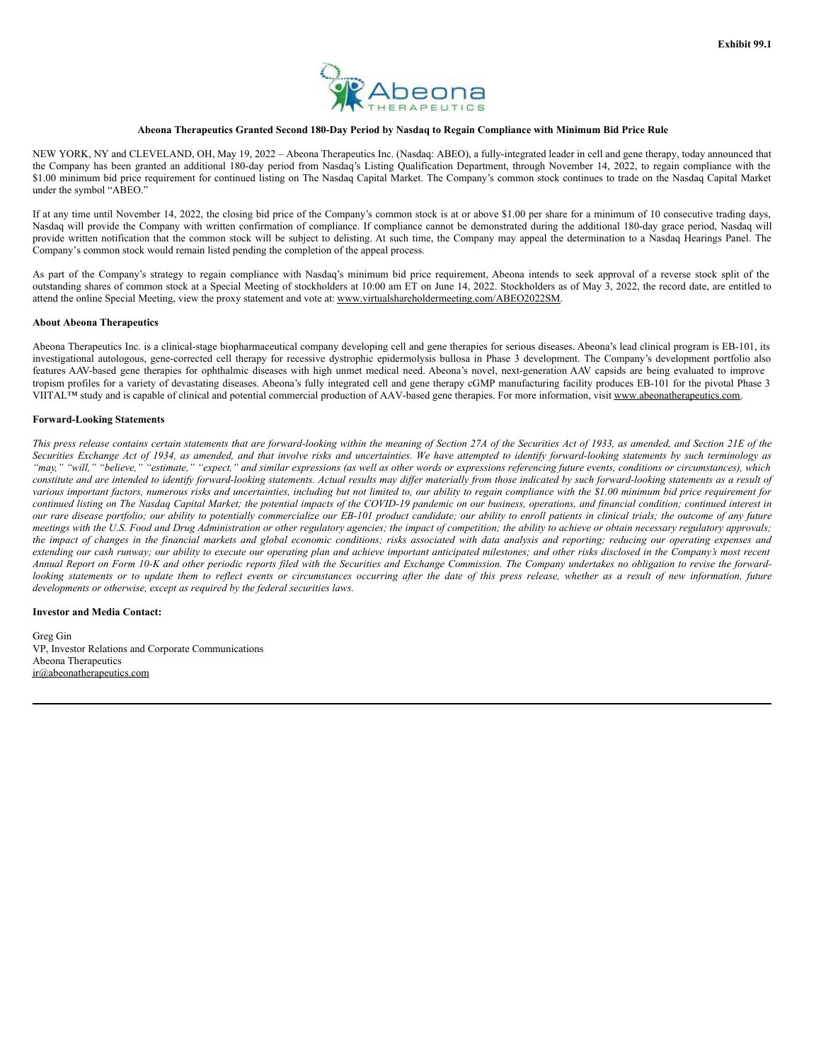**Exhibit 99.1**

**Abeona Therapeutics Granted Second 180-Day Period by Nasdaq to Regain Compliance with Minimum Bid Price Rule**

NEW YORK, NY and CLEVELAND, OH, May 19, 2022 – Abeona Therapeutics Inc. (Nasdaq: ABEO), a fully-integrated leader in cell and gene therapy, today announced that the Company has been granted an additional 180-day period from Nasdaq's Listing Qualification Department, through November 14, 2022, to regain compliance with the $1.00 minimum bid price requirement for continued listing on The Nasdaq Capital Market. The Company's common stock continues to trade on the Nasdaq Capital Market under the symbol "ABEO."

If at any time until November 14, 2022, the closing bid price of the Company's common stock is at or above $1.00 per share for a minimum of 10 consecutive trading days, Nasdaq will provide the Company with written confirmation of compliance. If compliance cannot be demonstrated during the additional 180-day grace period, Nasdaq will provide written notification that the common stock will be subject to delisting. At such time, the Company may appeal the determination to a Nasdaq Hearings Panel. The Company's common stock would remain listed pending the completion of the appeal process.

As part of the Company's strategy to regain compliance with Nasdaq's minimum bid price requirement, Abeona intends to seek approval of a reverse stock split of the outstanding shares of common stock at a Special Meeting of stockholders at 10:00 am ET on June 14, 2022. Stockholders as of May 3, 2022, the record date, are entitled to attend the online Special Meeting, view the proxy statement and vote at: www.virtualshareholdermeeting.com/ABEO2022SM.

**About Abeona Therapeutics**

Abeona Therapeutics Inc. is a clinical-stage biopharmaceutical company developing cell and gene therapies for serious diseases. Abeona's lead clinical program is EB-101, its investigational autologous, gene-corrected cell therapy for recessive dystrophic epidermolysis bullosa in Phase 3 development. The Company's development portfolio also features AAV-based gene therapies for ophthalmic diseases with high unmet medical need. Abeona's novel, next-generation AAV capsids are being evaluated to improve tropism profiles for a variety of devastating diseases. Abeona's fully integrated cell and gene therapy cGMP manufacturing facility produces EB-101 for the pivotal Phase 3 VIITAL™ study and is capable of clinical and potential commercial production of AAV-based gene therapies. For more information, visit www.abeonatherapeutics.com.

**Forward-Looking Statements**

*This press release contains certain statements that are forward-looking within the meaning of Section 27A of the Securities Act of 1933, as amended, and Section 21E of the Securities Exchange Act of 1934, as amended, and that involve risks and uncertainties. We have attempted to identify forward-looking statements by such terminology as "may," "will," "believe," "estimate," "expect," and similar expressions (as well as other words or expressions referencing future events, conditions or circumstances), which constitute and are intended to identify forward-looking statements. Actual results may differ materially from those indicated by such forward-looking statements as a result of various important factors, numerous risks and uncertainties, including but not limited to, our ability to regain compliance with the $1.00 minimum bid price requirement for continued listing on The Nasdaq Capital Market; the potential impacts of the COVID-19 pandemic on our business, operations, and financial condition; continued interest in our rare disease portfolio; our ability to potentially commercialize our EB-101 product candidate; our ability to enroll patients in clinical trials; the outcome of any future meetings with the U.S. Food and Drug Administration or other regulatory agencies; the impact of competition; the ability to achieve or obtain necessary regulatory approvals; the impact of changes in the financial markets and global economic conditions; risks associated with data analysis and reporting; reducing our operating expenses and extending our cash runway; our ability to execute our operating plan and achieve important anticipated milestones; and other risks disclosed in the Company's most recent Annual Report on Form 10-K and other periodic reports filed with the Securities and Exchange Commission. The Company undertakes no obligation to revise the forward-looking statements or to update them to reflect events or circumstances occurring after the date of this press release, whether as a result of new information, future developments or otherwise, except as required by the federal securities laws.*

**Investor and Media Contact:**

Greg Gin
VP, Investor Relations and Corporate Communications
Abeona Therapeutics
ir@abeonatherapeutics.com